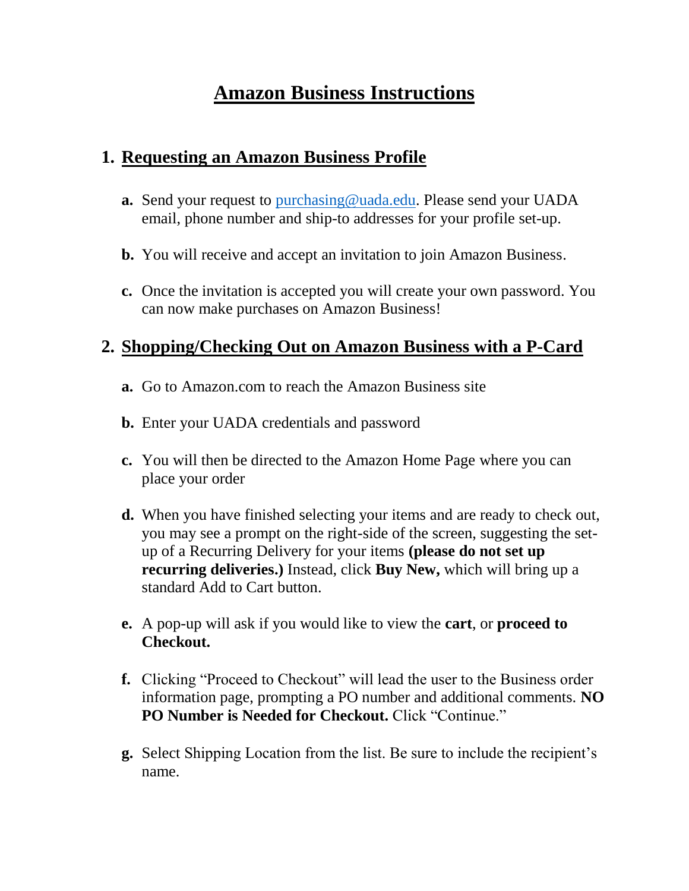# Amazon Business Instructions

## 1. Requesting an Amazon Business Profile

a. Send your request to purchasing@uada.edu. Please send your UADA email, phone number and ship-to addresses for your profile set-up.

b. You will receive and accept an invitation to join Amazon Business.

c. Once the invitation is accepted you will create your own password. You can now make purchases on Amazon Business!

## 2. Shopping/Checking Out on Amazon Business with a P-Card

a. Go to Amazon.com to reach the Amazon Business site

b. Enter your UADA credentials and password

c. You will then be directed to the Amazon Home Page where you can place your order

d. When you have finished selecting your items and are ready to check out, you may see a prompt on the right-side of the screen, suggesting the set-up of a Recurring Delivery for your items **(please do not set up recurring deliveries.)** Instead, click **Buy New,** which will bring up a standard Add to Cart button.

e. A pop-up will ask if you would like to view the **cart**, or **proceed to Checkout.**

f. Clicking "Proceed to Checkout" will lead the user to the Business order information page, prompting a PO number and additional comments. **NO PO Number is Needed for Checkout.** Click "Continue."

g. Select Shipping Location from the list. Be sure to include the recipient's name.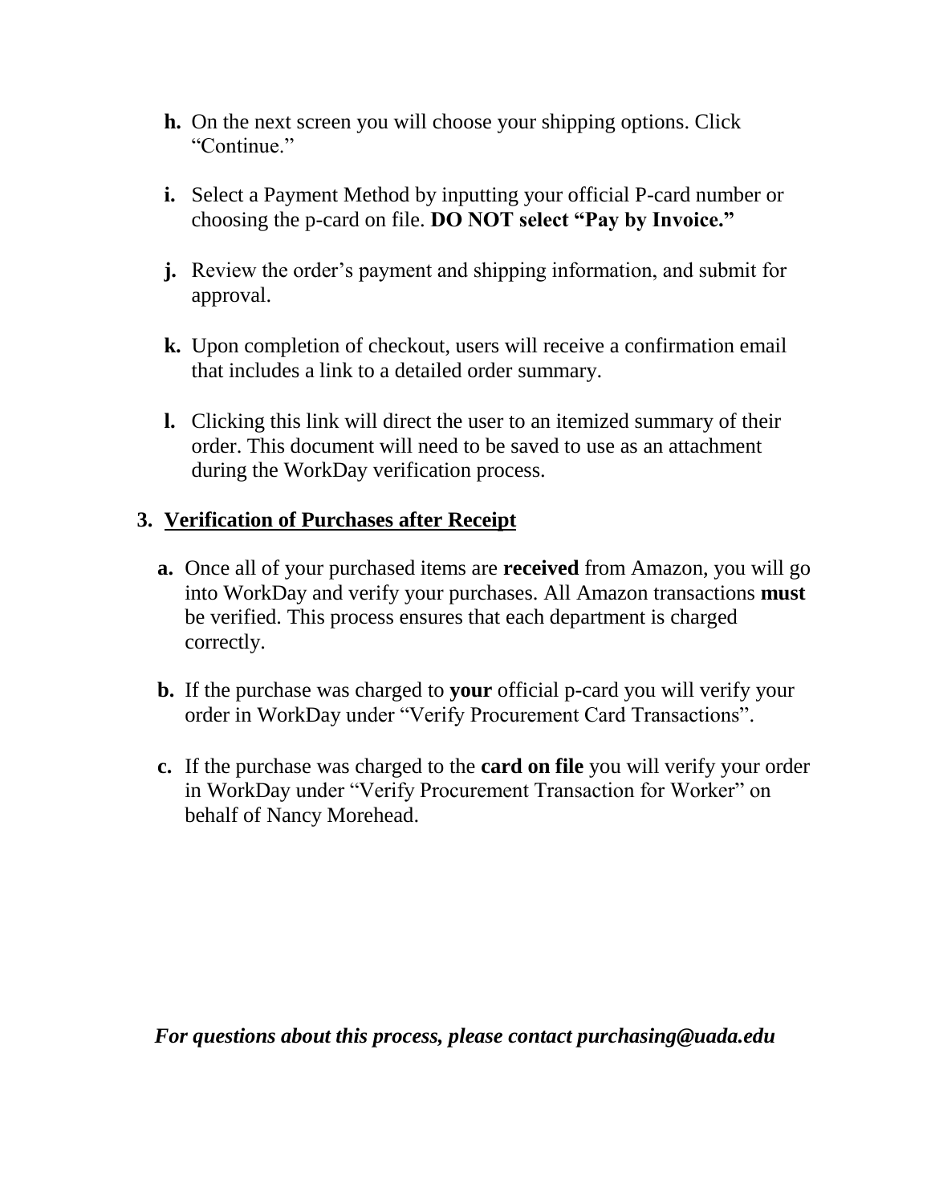h. On the next screen you will choose your shipping options. Click "Continue."

i. Select a Payment Method by inputting your official P-card number or choosing the p-card on file. **DO NOT select "Pay by Invoice."**

j. Review the order's payment and shipping information, and submit for approval.

k. Upon completion of checkout, users will receive a confirmation email that includes a link to a detailed order summary.

l. Clicking this link will direct the user to an itemized summary of their order. This document will need to be saved to use as an attachment during the WorkDay verification process.

3. **<u>Verification of Purchases after Receipt</u>**

   a. Once all of your purchased items are **received** from Amazon, you will go into WorkDay and verify your purchases. All Amazon transactions **must** be verified. This process ensures that each department is charged correctly.

   b. If the purchase was charged to **your** official p-card you will verify your order in WorkDay under "Verify Procurement Card Transactions".

   c. If the purchase was charged to the **card on file** you will verify your order in WorkDay under "Verify Procurement Transaction for Worker" on behalf of Nancy Morehead.

***For questions about this process, please contact purchasing@uada.edu***